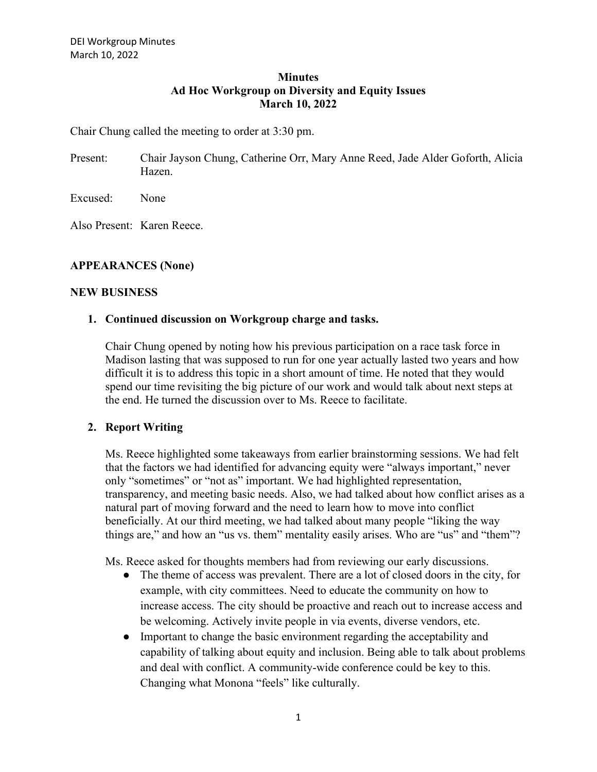**Minutes**
**Ad Hoc Workgroup on Diversity and Equity Issues**
**March 10, 2022**

Chair Chung called the meeting to order at 3:30 pm.

Present: Chair Jayson Chung, Catherine Orr, Mary Anne Reed, Jade Alder Goforth, Alicia Hazen.

Excused: None

Also Present: Karen Reece.

## APPEARANCES (None)

## NEW BUSINESS

### 1. Continued discussion on Workgroup charge and tasks.

Chair Chung opened by noting how his previous participation on a race task force in Madison lasting that was supposed to run for one year actually lasted two years and how difficult it is to address this topic in a short amount of time. He noted that they would spend our time revisiting the big picture of our work and would talk about next steps at the end. He turned the discussion over to Ms. Reece to facilitate.

### 2. Report Writing

Ms. Reece highlighted some takeaways from earlier brainstorming sessions. We had felt that the factors we had identified for advancing equity were "always important," never only "sometimes" or "not as" important. We had highlighted representation, transparency, and meeting basic needs. Also, we had talked about how conflict arises as a natural part of moving forward and the need to learn how to move into conflict beneficially. At our third meeting, we had talked about many people "liking the way things are," and how an "us vs. them" mentality easily arises. Who are "us" and "them"?

Ms. Reece asked for thoughts members had from reviewing our early discussions.

- The theme of access was prevalent. There are a lot of closed doors in the city, for example, with city committees. Need to educate the community on how to increase access. The city should be proactive and reach out to increase access and be welcoming. Actively invite people in via events, diverse vendors, etc.
- Important to change the basic environment regarding the acceptability and capability of talking about equity and inclusion. Being able to talk about problems and deal with conflict. A community-wide conference could be key to this. Changing what Monona "feels" like culturally.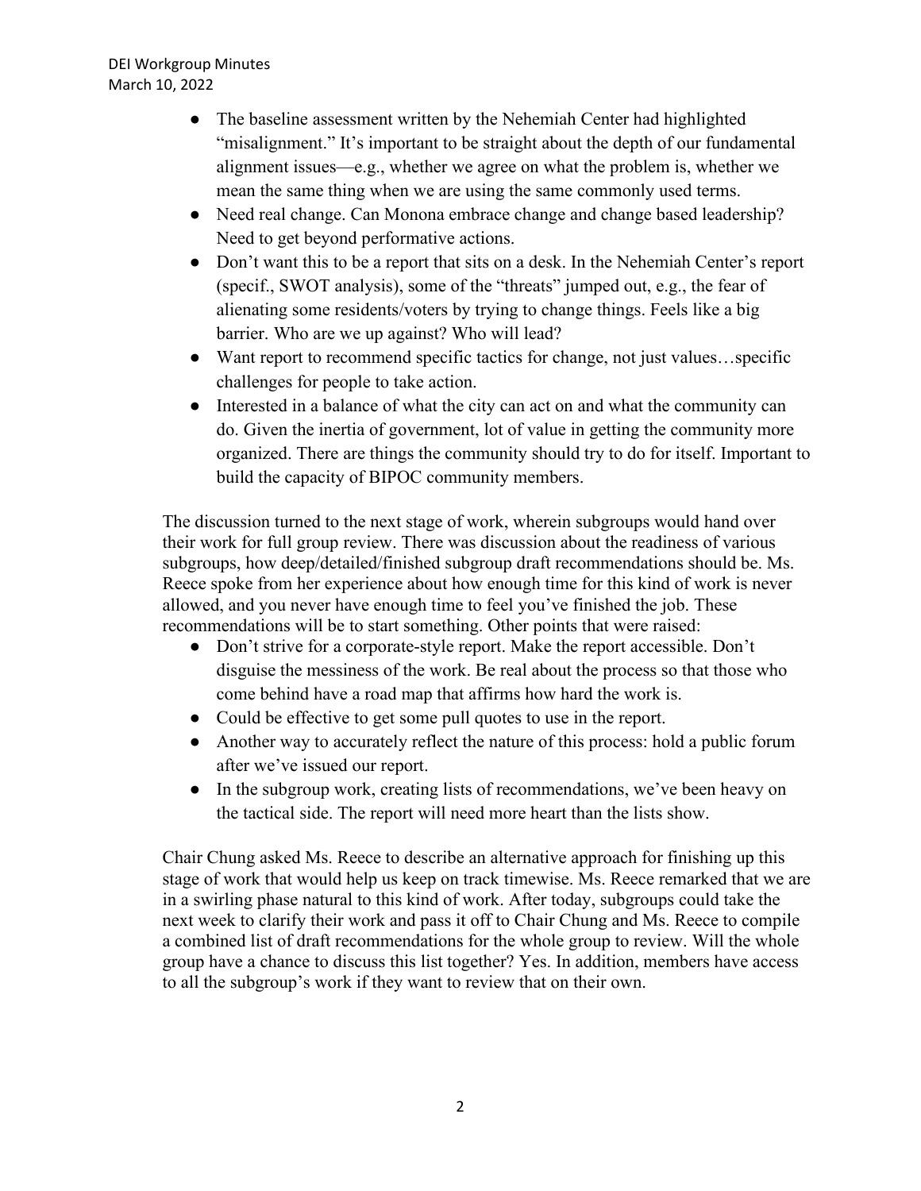- The baseline assessment written by the Nehemiah Center had highlighted "misalignment." It's important to be straight about the depth of our fundamental alignment issues—e.g., whether we agree on what the problem is, whether we mean the same thing when we are using the same commonly used terms.
- Need real change. Can Monona embrace change and change based leadership? Need to get beyond performative actions.
- Don't want this to be a report that sits on a desk. In the Nehemiah Center's report (specif., SWOT analysis), some of the "threats" jumped out, e.g., the fear of alienating some residents/voters by trying to change things. Feels like a big barrier. Who are we up against? Who will lead?
- Want report to recommend specific tactics for change, not just values…specific challenges for people to take action.
- Interested in a balance of what the city can act on and what the community can do. Given the inertia of government, lot of value in getting the community more organized. There are things the community should try to do for itself. Important to build the capacity of BIPOC community members.

The discussion turned to the next stage of work, wherein subgroups would hand over their work for full group review. There was discussion about the readiness of various subgroups, how deep/detailed/finished subgroup draft recommendations should be. Ms. Reece spoke from her experience about how enough time for this kind of work is never allowed, and you never have enough time to feel you've finished the job. These recommendations will be to start something. Other points that were raised:

- Don't strive for a corporate-style report. Make the report accessible. Don't disguise the messiness of the work. Be real about the process so that those who come behind have a road map that affirms how hard the work is.
- Could be effective to get some pull quotes to use in the report.
- Another way to accurately reflect the nature of this process: hold a public forum after we've issued our report.
- In the subgroup work, creating lists of recommendations, we've been heavy on the tactical side. The report will need more heart than the lists show.

Chair Chung asked Ms. Reece to describe an alternative approach for finishing up this stage of work that would help us keep on track timewise. Ms. Reece remarked that we are in a swirling phase natural to this kind of work. After today, subgroups could take the next week to clarify their work and pass it off to Chair Chung and Ms. Reece to compile a combined list of draft recommendations for the whole group to review. Will the whole group have a chance to discuss this list together? Yes. In addition, members have access to all the subgroup's work if they want to review that on their own.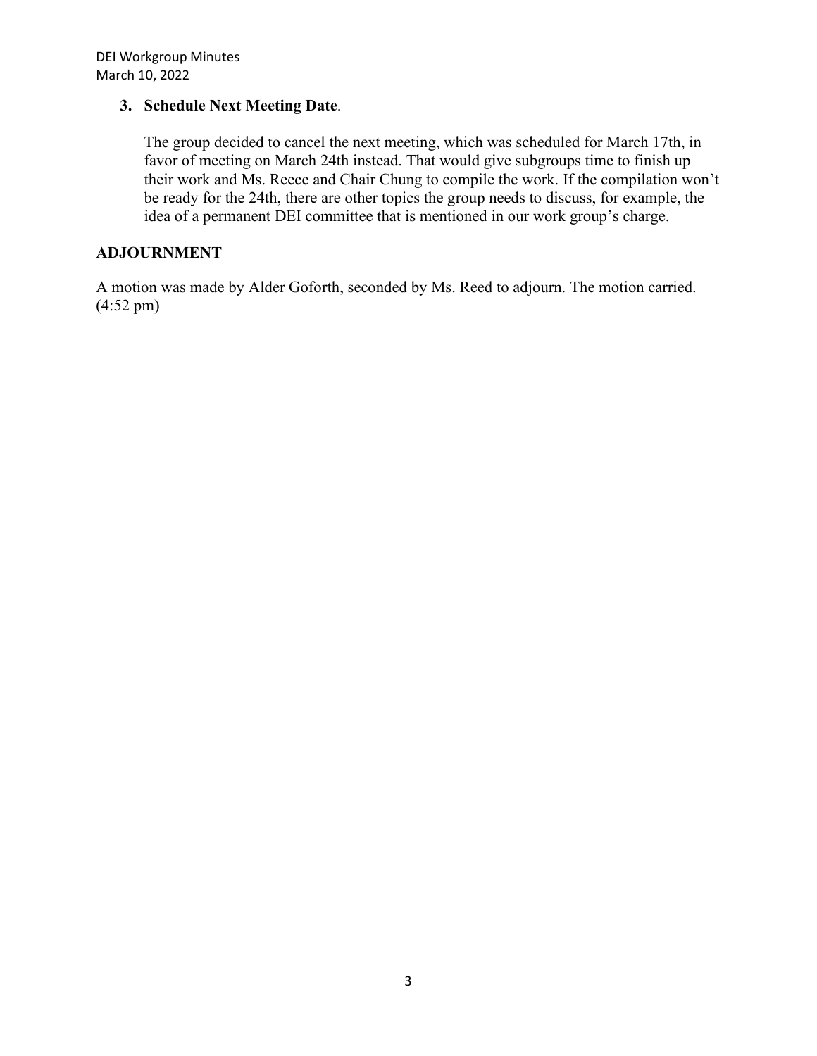3. **Schedule Next Meeting Date**.

   The group decided to cancel the next meeting, which was scheduled for March 17th, in favor of meeting on March 24th instead. That would give subgroups time to finish up their work and Ms. Reece and Chair Chung to compile the work. If the compilation won't be ready for the 24th, there are other topics the group needs to discuss, for example, the idea of a permanent DEI committee that is mentioned in our work group's charge.

## ADJOURNMENT

A motion was made by Alder Goforth, seconded by Ms. Reed to adjourn. The motion carried. (4:52 pm)